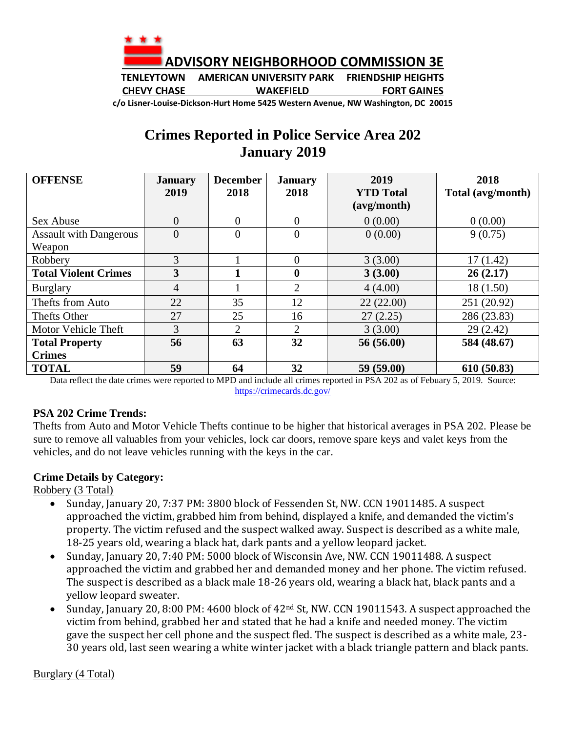# ADVISORY NEIGHBORHOOD COMMISSION 3E

**TENLEYTOWN AMERICAN UNIVERSITY PARK FRIENDSHIP HEIGHTS**
**CHEVY CHASE WAKEFIELD FORT GAINES**

**c/o Lisner-Louise-Dickson-Hurt Home 5425 Western Avenue, NW Washington, DC 20015**

## Crimes Reported in Police Service Area 202
## January 2019

| OFFENSE | January 2019 | December 2018 | January 2018 | 2019 YTD Total (avg/month) | 2018 Total (avg/month) |
|---|---|---|---|---|---|
| Sex Abuse | 0 | 0 | 0 | 0 (0.00) | 0 (0.00) |
| Assault with Dangerous Weapon | 0 | 0 | 0 | 0 (0.00) | 9 (0.75) |
| Robbery | 3 | 1 | 0 | 3 (3.00) | 17 (1.42) |
| **Total Violent Crimes** | **3** | **1** | **0** | **3 (3.00)** | **26 (2.17)** |
| Burglary | 4 | 1 | 2 | 4 (4.00) | 18 (1.50) |
| Thefts from Auto | 22 | 35 | 12 | 22 (22.00) | 251 (20.92) |
| Thefts Other | 27 | 25 | 16 | 27 (2.25) | 286 (23.83) |
| Motor Vehicle Theft | 3 | 2 | 2 | 3 (3.00) | 29 (2.42) |
| **Total Property Crimes** | **56** | **63** | **32** | **56 (56.00)** | **584 (48.67)** |
| **TOTAL** | **59** | **64** | **32** | **59 (59.00)** | **610 (50.83)** |

Data reflect the date crimes were reported to MPD and include all crimes reported in PSA 202 as of Febuary 5, 2019. Source: https://crimecards.dc.gov/

**PSA 202 Crime Trends:**

Thefts from Auto and Motor Vehicle Thefts continue to be higher that historical averages in PSA 202. Please be sure to remove all valuables from your vehicles, lock car doors, remove spare keys and valet keys from the vehicles, and do not leave vehicles running with the keys in the car.

**Crime Details by Category:**

Robbery (3 Total)

- Sunday, January 20, 7:37 PM: 3800 block of Fessenden St, NW. CCN 19011485. A suspect approached the victim, grabbed him from behind, displayed a knife, and demanded the victim's property. The victim refused and the suspect walked away. Suspect is described as a white male, 18-25 years old, wearing a black hat, dark pants and a yellow leopard jacket.
- Sunday, January 20, 7:40 PM: 5000 block of Wisconsin Ave, NW. CCN 19011488. A suspect approached the victim and grabbed her and demanded money and her phone. The victim refused. The suspect is described as a black male 18-26 years old, wearing a black hat, black pants and a yellow leopard sweater.
- Sunday, January 20, 8:00 PM: 4600 block of 42nd St, NW. CCN 19011543. A suspect approached the victim from behind, grabbed her and stated that he had a knife and needed money. The victim gave the suspect her cell phone and the suspect fled. The suspect is described as a white male, 23-30 years old, last seen wearing a white winter jacket with a black triangle pattern and black pants.

Burglary (4 Total)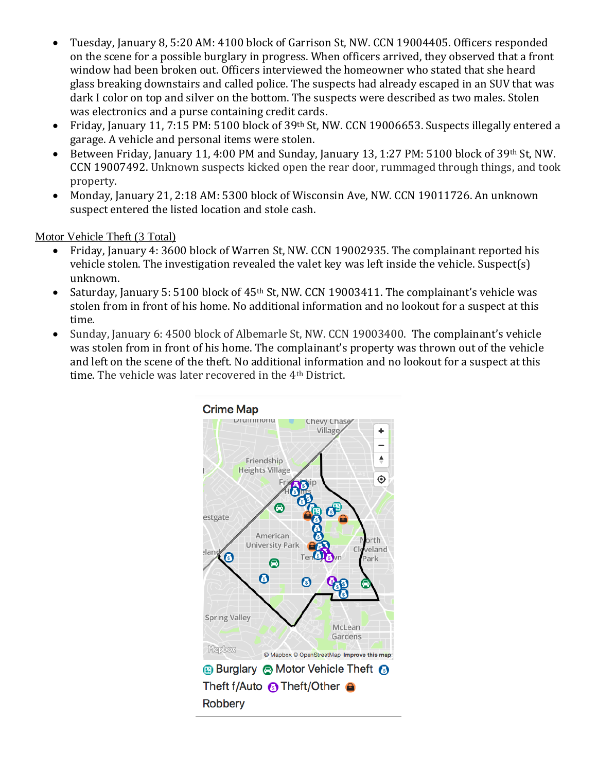- Tuesday, January 8, 5:20 AM: 4100 block of Garrison St, NW. CCN 19004405. Officers responded on the scene for a possible burglary in progress. When officers arrived, they observed that a front window had been broken out. Officers interviewed the homeowner who stated that she heard glass breaking downstairs and called police. The suspects had already escaped in an SUV that was dark I color on top and silver on the bottom. The suspects were described as two males. Stolen was electronics and a purse containing credit cards.
- Friday, January 11, 7:15 PM: 5100 block of 39th St, NW. CCN 19006653. Suspects illegally entered a garage. A vehicle and personal items were stolen.
- Between Friday, January 11, 4:00 PM and Sunday, January 13, 1:27 PM: 5100 block of 39th St, NW. CCN 19007492. Unknown suspects kicked open the rear door, rummaged through things, and took property.
- Monday, January 21, 2:18 AM: 5300 block of Wisconsin Ave, NW. CCN 19011726. An unknown suspect entered the listed location and stole cash.

Motor Vehicle Theft (3 Total)

- Friday, January 4: 3600 block of Warren St, NW. CCN 19002935. The complainant reported his vehicle stolen. The investigation revealed the valet key was left inside the vehicle. Suspect(s) unknown.
- Saturday, January 5: 5100 block of 45th St, NW. CCN 19003411. The complainant's vehicle was stolen from in front of his home. No additional information and no lookout for a suspect at this time.
- Sunday, January 6: 4500 block of Albemarle St, NW. CCN 19003400. The complainant's vehicle was stolen from in front of his home. The complainant's property was thrown out of the vehicle and left on the scene of the theft. No additional information and no lookout for a suspect at this time. The vehicle was later recovered in the 4th District.

Crime Map

Drummond
Chevy Chase Village
Friendship Heights Village
Friendship Heights
Westgate
American University Park
Tenleytown
North Cleveland Park
Spring Valley
McLean Gardens
© Mapbox © OpenStreetMap Improve this map

Burglary Motor Vehicle Theft Theft f/Auto Theft/Other Robbery